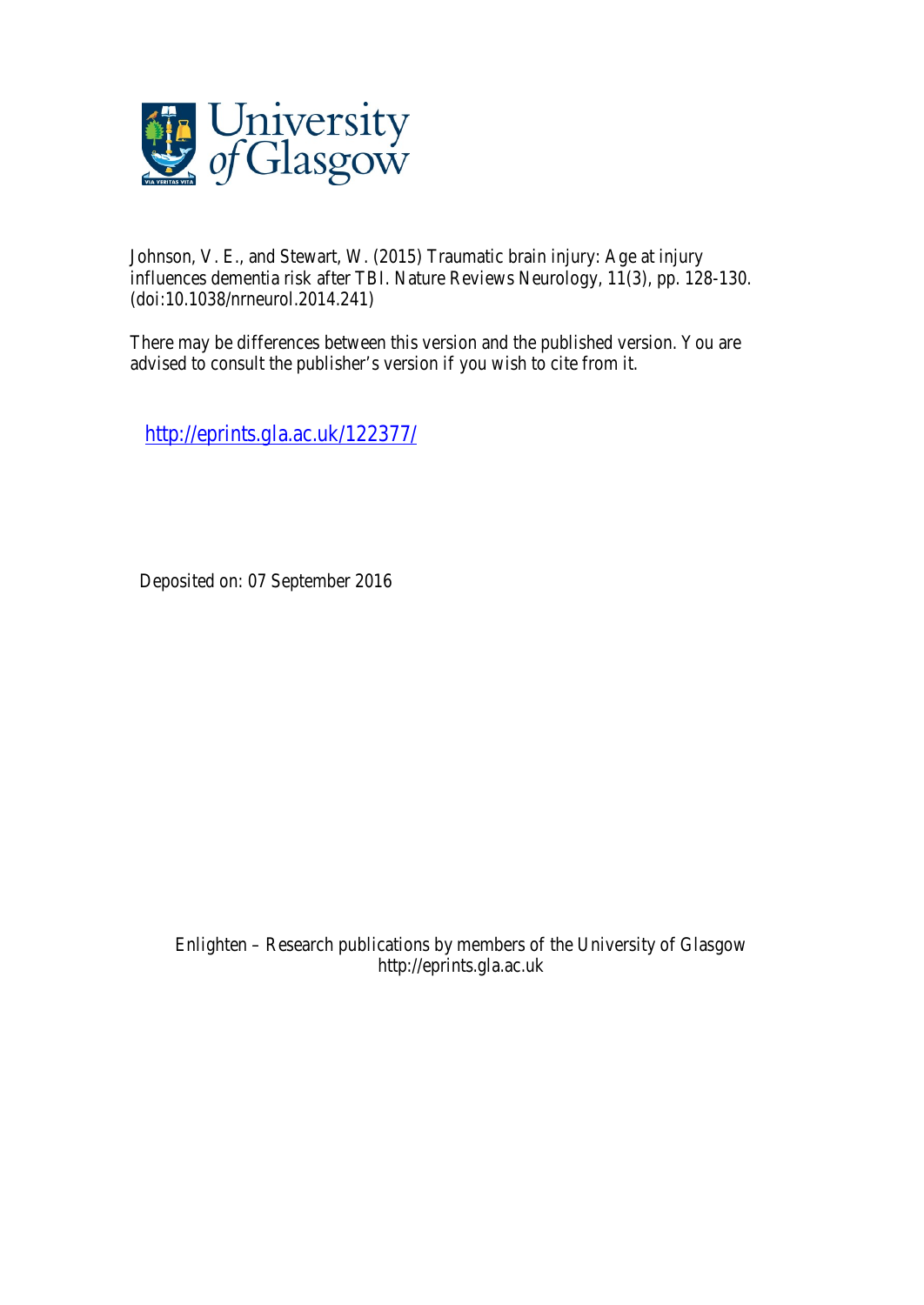Johnson, V. E., and Stewart, W. (2015) Traumatic brain injury: Age at injury influences dementia risk after TBI. Nature Reviews Neurology, 11(3), pp. 128-130. (doi:10.1038/nrneurol.2014.241)

There may be differences between this version and the published version. You are advised to consult the publisher's version if you wish to cite from it.

http://eprints.gla.ac.uk/122377/

Deposited on: 07 September 2016

Enlighten – Research publications by members of the University of Glasgow
http://eprints.gla.ac.uk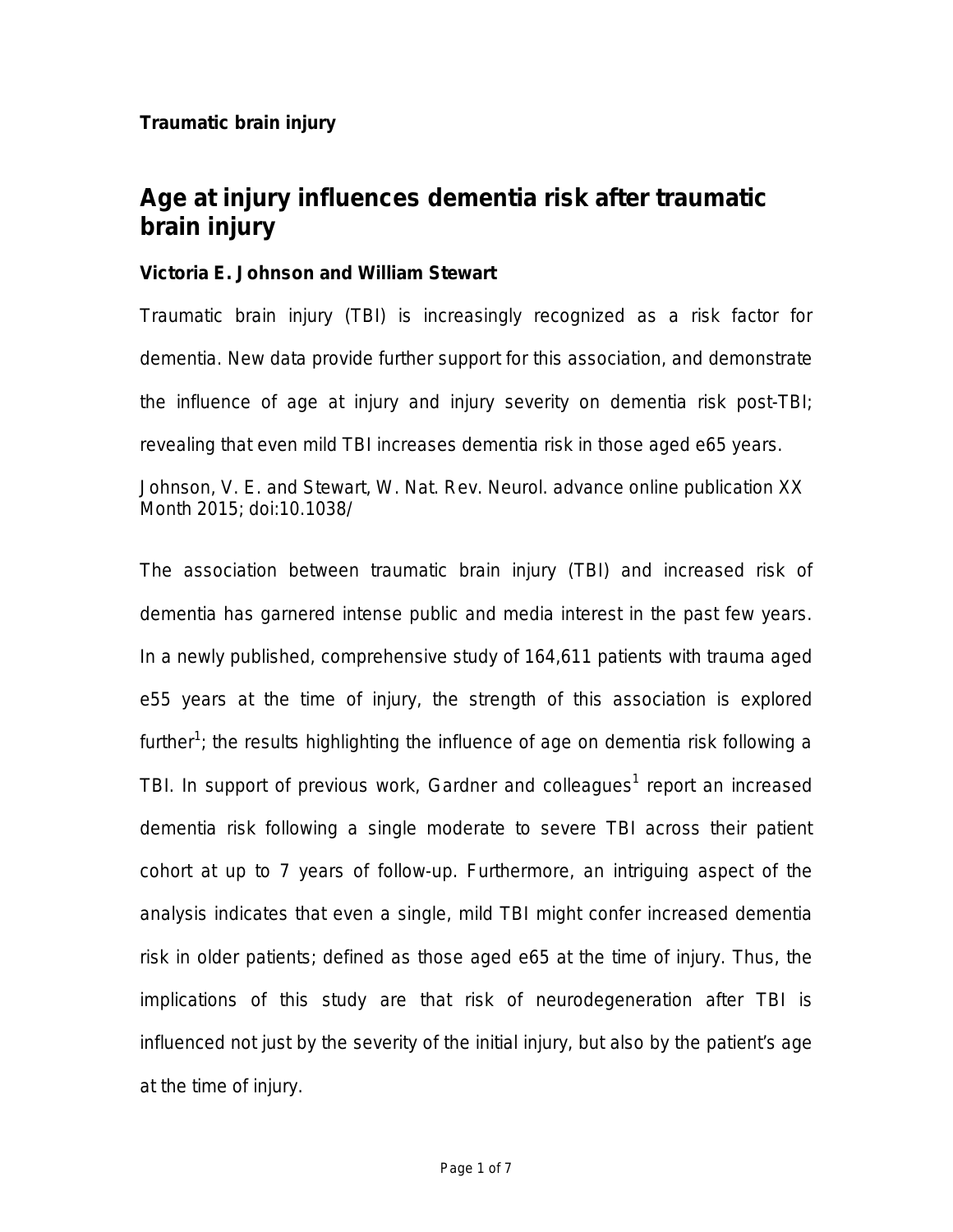**Traumatic brain injury**

# Age at injury influences dementia risk after traumatic brain injury

**Victoria E. Johnson and William Stewart**

Traumatic brain injury (TBI) is increasingly recognized as a risk factor for dementia. New data provide further support for this association, and demonstrate the influence of age at injury and injury severity on dementia risk post-TBI; revealing that even mild TBI increases dementia risk in those aged e65 years.

Johnson, V. E. and Stewart, W. Nat. Rev. Neurol. advance online publication XX Month 2015; doi:10.1038/

The association between traumatic brain injury (TBI) and increased risk of dementia has garnered intense public and media interest in the past few years. In a newly published, comprehensive study of 164,611 patients with trauma aged e55 years at the time of injury, the strength of this association is explored further[1]; the results highlighting the influence of age on dementia risk following a TBI. In support of previous work, Gardner and colleagues[1] report an increased dementia risk following a single moderate to severe TBI across their patient cohort at up to 7 years of follow-up. Furthermore, an intriguing aspect of the analysis indicates that even a single, mild TBI might confer increased dementia risk in older patients; defined as those aged e65 at the time of injury. Thus, the implications of this study are that risk of neurodegeneration after TBI is influenced not just by the severity of the initial injury, but also by the patient's age at the time of injury.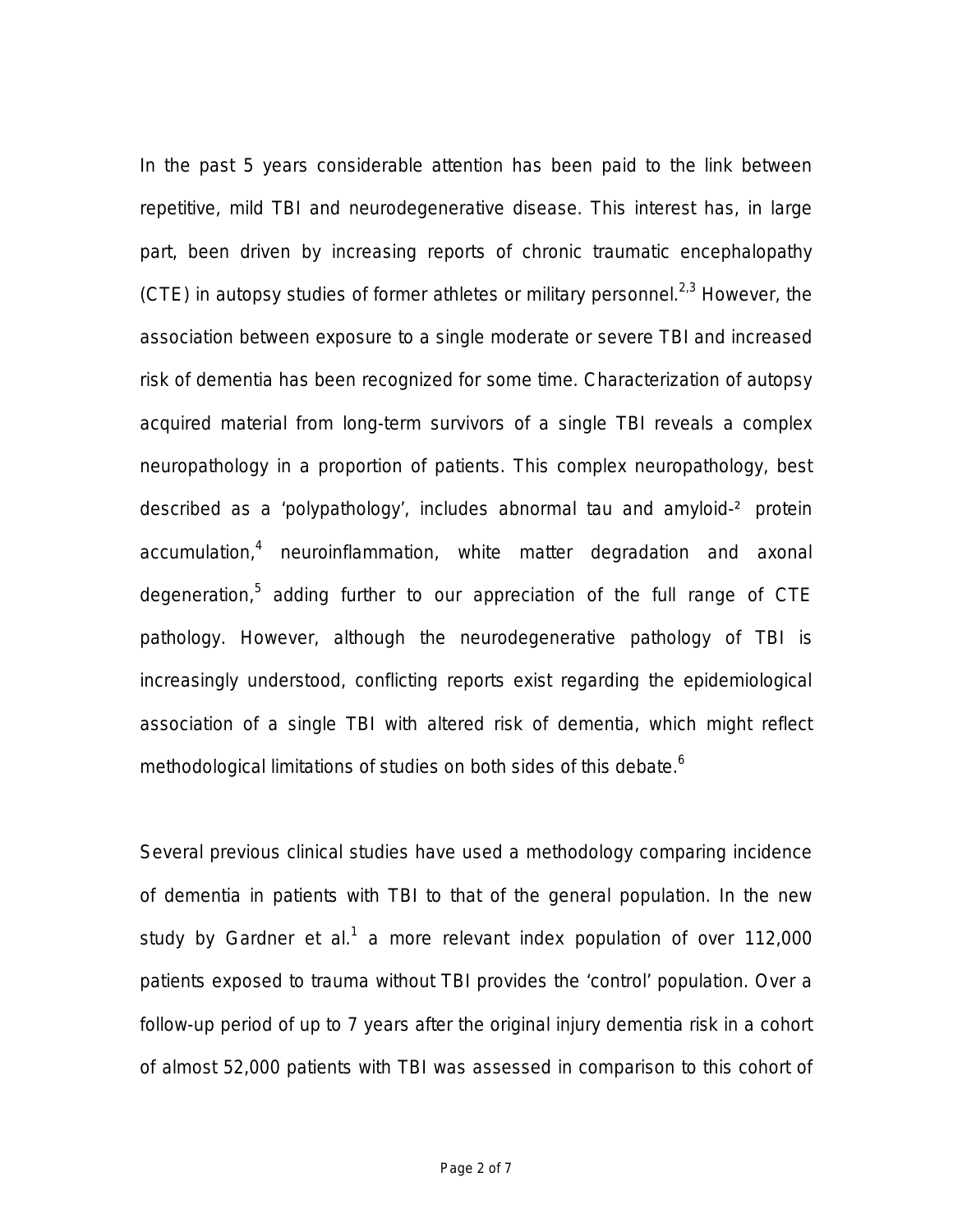In the past 5 years considerable attention has been paid to the link between repetitive, mild TBI and neurodegenerative disease. This interest has, in large part, been driven by increasing reports of chronic traumatic encephalopathy (CTE) in autopsy studies of former athletes or military personnel.[2,3] However, the association between exposure to a single moderate or severe TBI and increased risk of dementia has been recognized for some time. Characterization of autopsy acquired material from long-term survivors of a single TBI reveals a complex neuropathology in a proportion of patients. This complex neuropathology, best described as a 'polypathology', includes abnormal tau and amyloid-² protein accumulation,[4] neuroinflammation, white matter degradation and axonal degeneration,[5] adding further to our appreciation of the full range of CTE pathology. However, although the neurodegenerative pathology of TBI is increasingly understood, conflicting reports exist regarding the epidemiological association of a single TBI with altered risk of dementia, which might reflect methodological limitations of studies on both sides of this debate.[6]

Several previous clinical studies have used a methodology comparing incidence of dementia in patients with TBI to that of the general population. In the new study by Gardner et al.[1] a more relevant index population of over 112,000 patients exposed to trauma without TBI provides the 'control' population. Over a follow-up period of up to 7 years after the original injury dementia risk in a cohort of almost 52,000 patients with TBI was assessed in comparison to this cohort of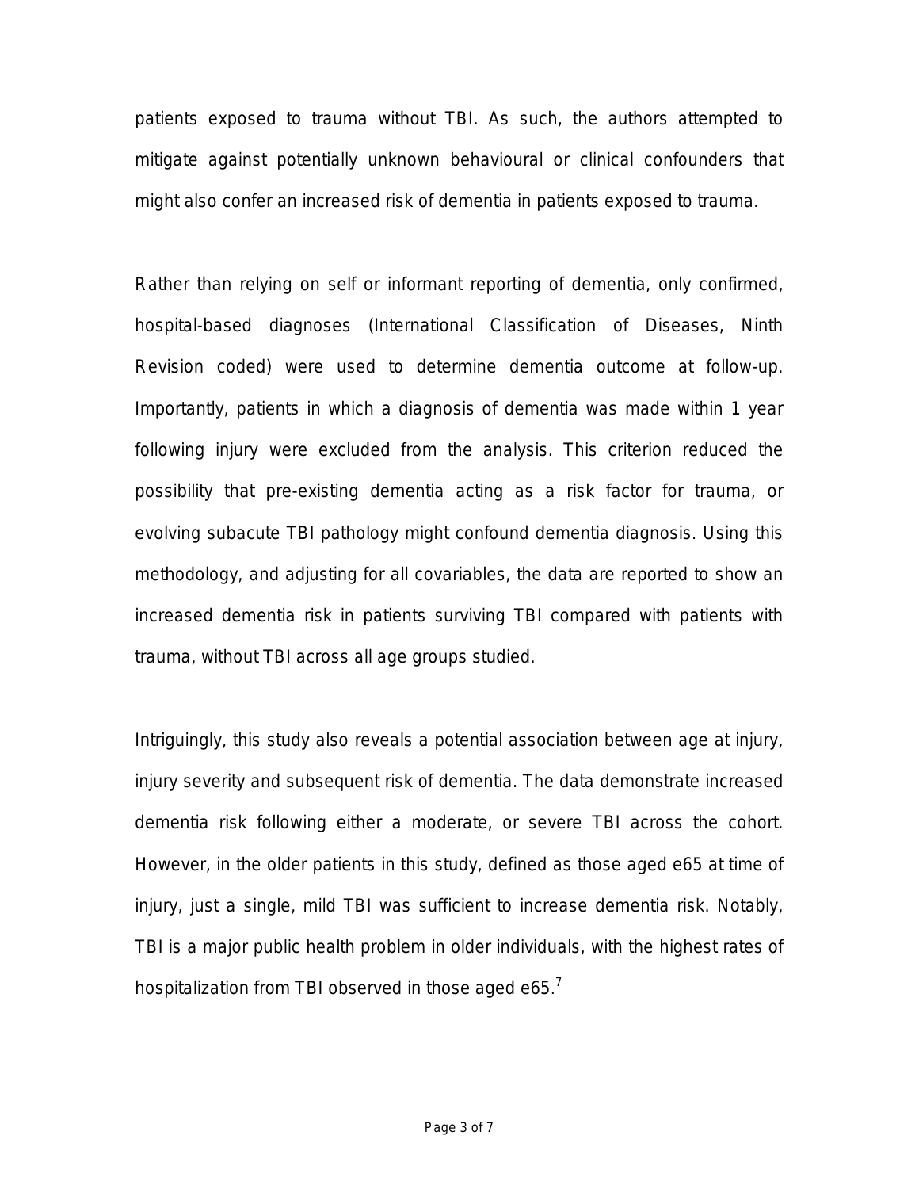patients exposed to trauma without TBI. As such, the authors attempted to mitigate against potentially unknown behavioural or clinical confounders that might also confer an increased risk of dementia in patients exposed to trauma.

Rather than relying on self or informant reporting of dementia, only confirmed, hospital-based diagnoses (International Classification of Diseases, Ninth Revision coded) were used to determine dementia outcome at follow-up. Importantly, patients in which a diagnosis of dementia was made within 1 year following injury were excluded from the analysis. This criterion reduced the possibility that pre-existing dementia acting as a risk factor for trauma, or evolving subacute TBI pathology might confound dementia diagnosis. Using this methodology, and adjusting for all covariables, the data are reported to show an increased dementia risk in patients surviving TBI compared with patients with trauma, without TBI across all age groups studied.

Intriguingly, this study also reveals a potential association between age at injury, injury severity and subsequent risk of dementia. The data demonstrate increased dementia risk following either a moderate, or severe TBI across the cohort. However, in the older patients in this study, defined as those aged e65 at time of injury, just a single, mild TBI was sufficient to increase dementia risk. Notably, TBI is a major public health problem in older individuals, with the highest rates of hospitalization from TBI observed in those aged e65.[7]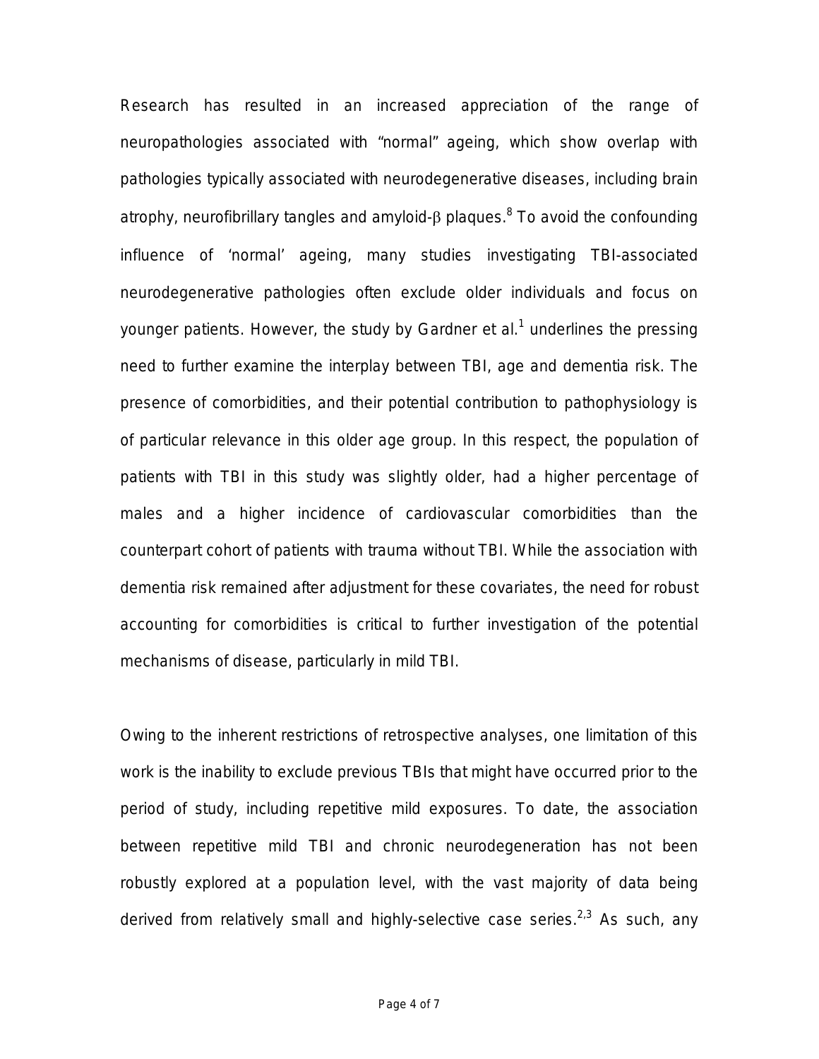Research has resulted in an increased appreciation of the range of neuropathologies associated with “normal” ageing, which show overlap with pathologies typically associated with neurodegenerative diseases, including brain atrophy, neurofibrillary tangles and amyloid-β plaques.[8] To avoid the confounding influence of ‘normal’ ageing, many studies investigating TBI-associated neurodegenerative pathologies often exclude older individuals and focus on younger patients. However, the study by Gardner et al.[1] underlines the pressing need to further examine the interplay between TBI, age and dementia risk. The presence of comorbidities, and their potential contribution to pathophysiology is of particular relevance in this older age group. In this respect, the population of patients with TBI in this study was slightly older, had a higher percentage of males and a higher incidence of cardiovascular comorbidities than the counterpart cohort of patients with trauma without TBI. While the association with dementia risk remained after adjustment for these covariates, the need for robust accounting for comorbidities is critical to further investigation of the potential mechanisms of disease, particularly in mild TBI.

Owing to the inherent restrictions of retrospective analyses, one limitation of this work is the inability to exclude previous TBIs that might have occurred prior to the period of study, including repetitive mild exposures. To date, the association between repetitive mild TBI and chronic neurodegeneration has not been robustly explored at a population level, with the vast majority of data being derived from relatively small and highly-selective case series.[2,3] As such, any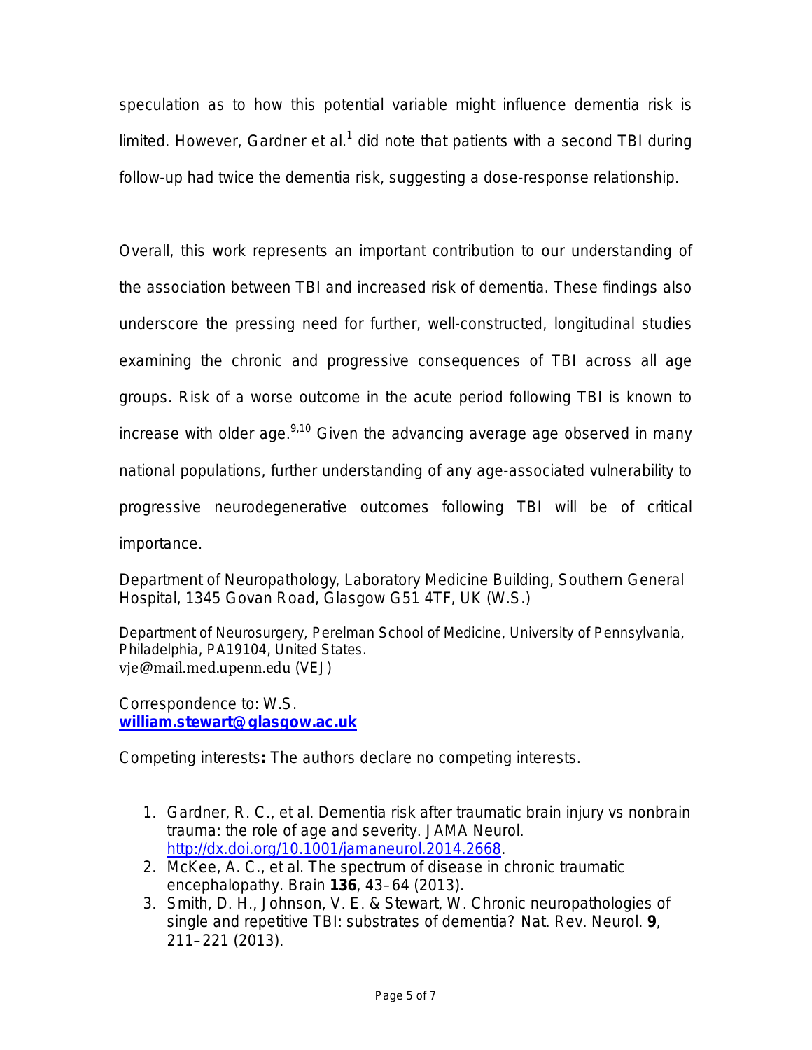speculation as to how this potential variable might influence dementia risk is limited. However, Gardner et al.[1] did note that patients with a second TBI during follow-up had twice the dementia risk, suggesting a dose-response relationship.

Overall, this work represents an important contribution to our understanding of the association between TBI and increased risk of dementia. These findings also underscore the pressing need for further, well-constructed, longitudinal studies examining the chronic and progressive consequences of TBI across all age groups. Risk of a worse outcome in the acute period following TBI is known to increase with older age.[9,10] Given the advancing average age observed in many national populations, further understanding of any age-associated vulnerability to progressive neurodegenerative outcomes following TBI will be of critical importance.

Department of Neuropathology, Laboratory Medicine Building, Southern General Hospital, 1345 Govan Road, Glasgow G51 4TF, UK (W.S.)

Department of Neurosurgery, Perelman School of Medicine, University of Pennsylvania, Philadelphia, PA19104, United States.
vje@mail.med.upenn.edu (VEJ)

Correspondence to: W.S.
**william.stewart@glasgow.ac.uk**

Competing interests**:** The authors declare no competing interests.

1. Gardner, R. C., et al. Dementia risk after traumatic brain injury vs nonbrain trauma: the role of age and severity. JAMA Neurol. http://dx.doi.org/10.1001/jamaneurol.2014.2668.
2. McKee, A. C., et al. The spectrum of disease in chronic traumatic encephalopathy. Brain **136**, 43–64 (2013).
3. Smith, D. H., Johnson, V. E. & Stewart, W. Chronic neuropathologies of single and repetitive TBI: substrates of dementia? Nat. Rev. Neurol. **9**, 211–221 (2013).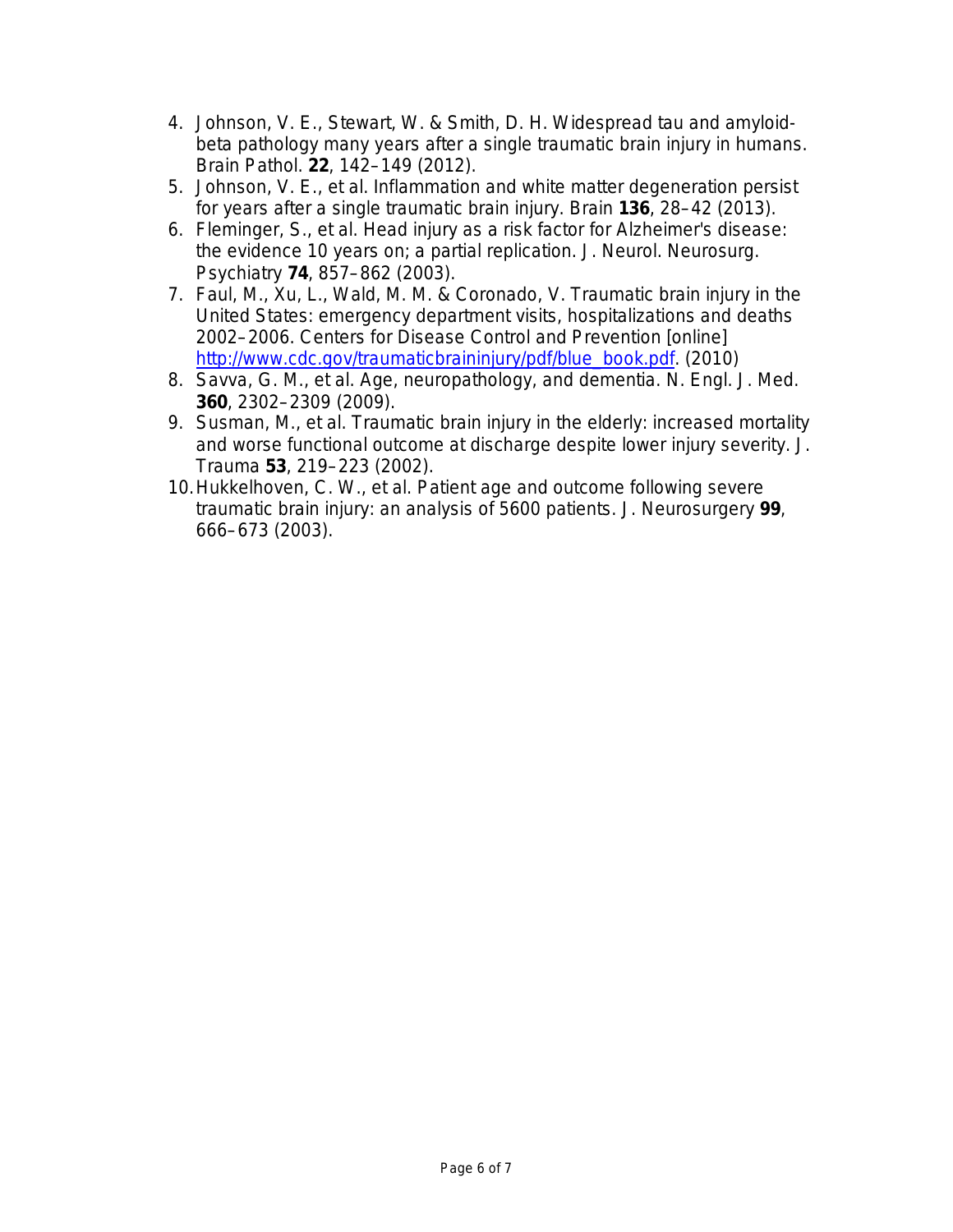4. Johnson, V. E., Stewart, W. & Smith, D. H. Widespread tau and amyloid-beta pathology many years after a single traumatic brain injury in humans. Brain Pathol. **22**, 142–149 (2012).
5. Johnson, V. E., et al. Inflammation and white matter degeneration persist for years after a single traumatic brain injury. Brain **136**, 28–42 (2013).
6. Fleminger, S., et al. Head injury as a risk factor for Alzheimer's disease: the evidence 10 years on; a partial replication. J. Neurol. Neurosurg. Psychiatry **74**, 857–862 (2003).
7. Faul, M., Xu, L., Wald, M. M. & Coronado, V. Traumatic brain injury in the United States: emergency department visits, hospitalizations and deaths 2002–2006. Centers for Disease Control and Prevention [online] http://www.cdc.gov/traumaticbraininjury/pdf/blue_book.pdf. (2010)
8. Savva, G. M., et al. Age, neuropathology, and dementia. N. Engl. J. Med. **360**, 2302–2309 (2009).
9. Susman, M., et al. Traumatic brain injury in the elderly: increased mortality and worse functional outcome at discharge despite lower injury severity. J. Trauma **53**, 219–223 (2002).
10. Hukkelhoven, C. W., et al. Patient age and outcome following severe traumatic brain injury: an analysis of 5600 patients. J. Neurosurgery **99**, 666–673 (2003).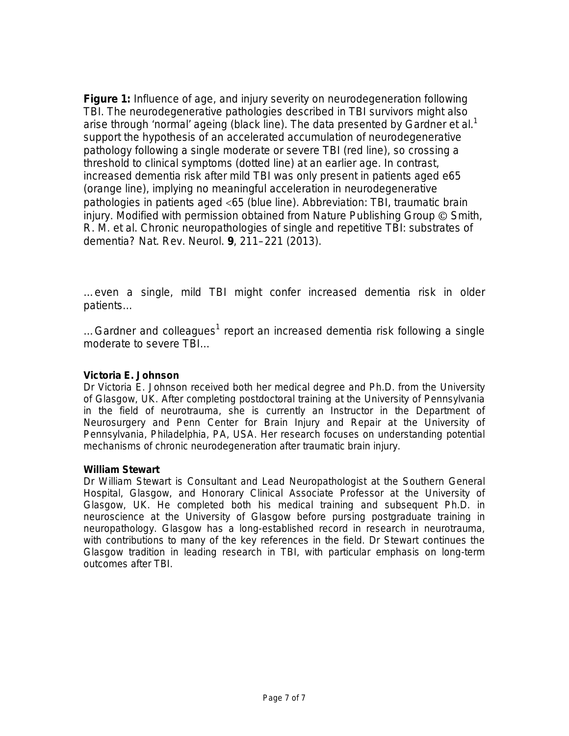**Figure 1:** Influence of age, and injury severity on neurodegeneration following TBI. The neurodegenerative pathologies described in TBI survivors might also arise through 'normal' ageing (black line). The data presented by Gardner et al.[1] support the hypothesis of an accelerated accumulation of neurodegenerative pathology following a single moderate or severe TBI (red line), so crossing a threshold to clinical symptoms (dotted line) at an earlier age. In contrast, increased dementia risk after mild TBI was only present in patients aged e65 (orange line), implying no meaningful acceleration in neurodegenerative pathologies in patients aged <65 (blue line). Abbreviation: TBI, traumatic brain injury. Modified with permission obtained from Nature Publishing Group © Smith, R. M. et al. Chronic neuropathologies of single and repetitive TBI: substrates of dementia? Nat. Rev. Neurol. **9**, 211–221 (2013).

…even a single, mild TBI might confer increased dementia risk in older patients…

…Gardner and colleagues[1] report an increased dementia risk following a single moderate to severe TBI…

**Victoria E. Johnson**

Dr Victoria E. Johnson received both her medical degree and Ph.D. from the University of Glasgow, UK. After completing postdoctoral training at the University of Pennsylvania in the field of neurotrauma, she is currently an Instructor in the Department of Neurosurgery and Penn Center for Brain Injury and Repair at the University of Pennsylvania, Philadelphia, PA, USA. Her research focuses on understanding potential mechanisms of chronic neurodegeneration after traumatic brain injury.

**William Stewart**

Dr William Stewart is Consultant and Lead Neuropathologist at the Southern General Hospital, Glasgow, and Honorary Clinical Associate Professor at the University of Glasgow, UK. He completed both his medical training and subsequent Ph.D. in neuroscience at the University of Glasgow before pursing postgraduate training in neuropathology. Glasgow has a long-established record in research in neurotrauma, with contributions to many of the key references in the field. Dr Stewart continues the Glasgow tradition in leading research in TBI, with particular emphasis on long-term outcomes after TBI.